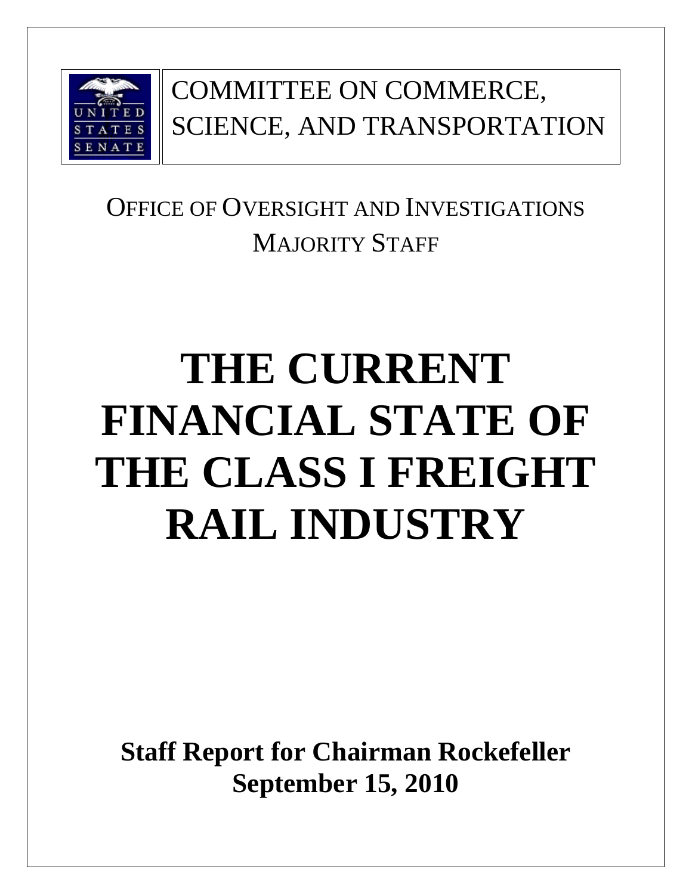COMMITTEE ON COMMERCE, SCIENCE, AND TRANSPORTATION

OFFICE OF OVERSIGHT AND INVESTIGATIONS
MAJORITY STAFF

# THE CURRENT FINANCIAL STATE OF THE CLASS I FREIGHT RAIL INDUSTRY

**Staff Report for Chairman Rockefeller**
**September 15, 2010**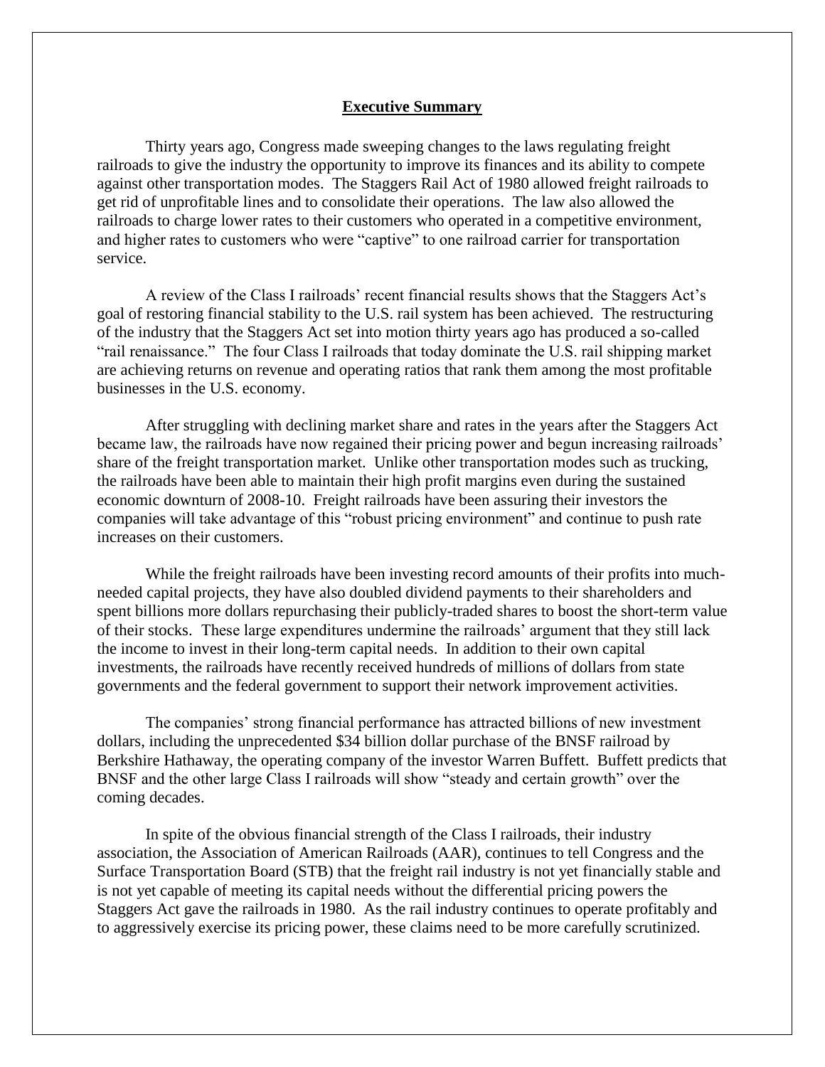## Executive Summary

Thirty years ago, Congress made sweeping changes to the laws regulating freight railroads to give the industry the opportunity to improve its finances and its ability to compete against other transportation modes. The Staggers Rail Act of 1980 allowed freight railroads to get rid of unprofitable lines and to consolidate their operations. The law also allowed the railroads to charge lower rates to their customers who operated in a competitive environment, and higher rates to customers who were "captive" to one railroad carrier for transportation service.

A review of the Class I railroads' recent financial results shows that the Staggers Act's goal of restoring financial stability to the U.S. rail system has been achieved. The restructuring of the industry that the Staggers Act set into motion thirty years ago has produced a so-called "rail renaissance." The four Class I railroads that today dominate the U.S. rail shipping market are achieving returns on revenue and operating ratios that rank them among the most profitable businesses in the U.S. economy.

After struggling with declining market share and rates in the years after the Staggers Act became law, the railroads have now regained their pricing power and begun increasing railroads' share of the freight transportation market. Unlike other transportation modes such as trucking, the railroads have been able to maintain their high profit margins even during the sustained economic downturn of 2008-10. Freight railroads have been assuring their investors the companies will take advantage of this "robust pricing environment" and continue to push rate increases on their customers.

While the freight railroads have been investing record amounts of their profits into much-needed capital projects, they have also doubled dividend payments to their shareholders and spent billions more dollars repurchasing their publicly-traded shares to boost the short-term value of their stocks. These large expenditures undermine the railroads' argument that they still lack the income to invest in their long-term capital needs. In addition to their own capital investments, the railroads have recently received hundreds of millions of dollars from state governments and the federal government to support their network improvement activities.

The companies' strong financial performance has attracted billions of new investment dollars, including the unprecedented $34 billion dollar purchase of the BNSF railroad by Berkshire Hathaway, the operating company of the investor Warren Buffett. Buffett predicts that BNSF and the other large Class I railroads will show "steady and certain growth" over the coming decades.

In spite of the obvious financial strength of the Class I railroads, their industry association, the Association of American Railroads (AAR), continues to tell Congress and the Surface Transportation Board (STB) that the freight rail industry is not yet financially stable and is not yet capable of meeting its capital needs without the differential pricing powers the Staggers Act gave the railroads in 1980. As the rail industry continues to operate profitably and to aggressively exercise its pricing power, these claims need to be more carefully scrutinized.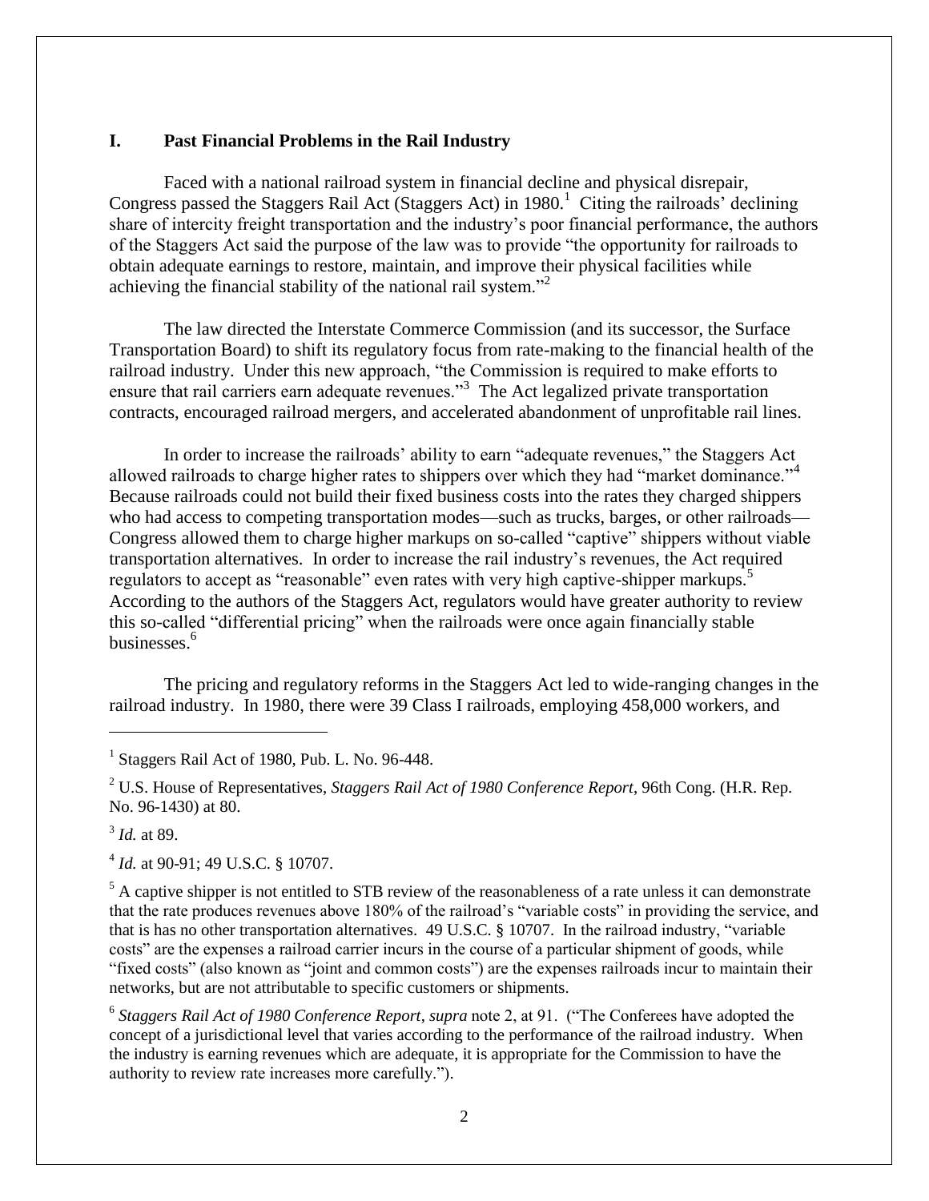## I. Past Financial Problems in the Rail Industry

Faced with a national railroad system in financial decline and physical disrepair, Congress passed the Staggers Rail Act (Staggers Act) in 1980.[1] Citing the railroads' declining share of intercity freight transportation and the industry's poor financial performance, the authors of the Staggers Act said the purpose of the law was to provide "the opportunity for railroads to obtain adequate earnings to restore, maintain, and improve their physical facilities while achieving the financial stability of the national rail system."[2]

The law directed the Interstate Commerce Commission (and its successor, the Surface Transportation Board) to shift its regulatory focus from rate-making to the financial health of the railroad industry. Under this new approach, "the Commission is required to make efforts to ensure that rail carriers earn adequate revenues."[3] The Act legalized private transportation contracts, encouraged railroad mergers, and accelerated abandonment of unprofitable rail lines.

In order to increase the railroads' ability to earn "adequate revenues," the Staggers Act allowed railroads to charge higher rates to shippers over which they had "market dominance."[4] Because railroads could not build their fixed business costs into the rates they charged shippers who had access to competing transportation modes—such as trucks, barges, or other railroads—Congress allowed them to charge higher markups on so-called "captive" shippers without viable transportation alternatives. In order to increase the rail industry's revenues, the Act required regulators to accept as "reasonable" even rates with very high captive-shipper markups.[5] According to the authors of the Staggers Act, regulators would have greater authority to review this so-called "differential pricing" when the railroads were once again financially stable businesses.[6]

The pricing and regulatory reforms in the Staggers Act led to wide-ranging changes in the railroad industry. In 1980, there were 39 Class I railroads, employing 458,000 workers, and

---

[1] Staggers Rail Act of 1980, Pub. L. No. 96-448.

[2] U.S. House of Representatives, *Staggers Rail Act of 1980 Conference Report*, 96th Cong. (H.R. Rep. No. 96-1430) at 80.

[3] *Id.* at 89.

[4] *Id.* at 90-91; 49 U.S.C. § 10707.

[5] A captive shipper is not entitled to STB review of the reasonableness of a rate unless it can demonstrate that the rate produces revenues above 180% of the railroad's "variable costs" in providing the service, and that is has no other transportation alternatives. 49 U.S.C. § 10707. In the railroad industry, "variable costs" are the expenses a railroad carrier incurs in the course of a particular shipment of goods, while "fixed costs" (also known as "joint and common costs") are the expenses railroads incur to maintain their networks, but are not attributable to specific customers or shipments.

[6] *Staggers Rail Act of 1980 Conference Report*, *supra* note 2, at 91. ("The Conferees have adopted the concept of a jurisdictional level that varies according to the performance of the railroad industry. When the industry is earning revenues which are adequate, it is appropriate for the Commission to have the authority to review rate increases more carefully.").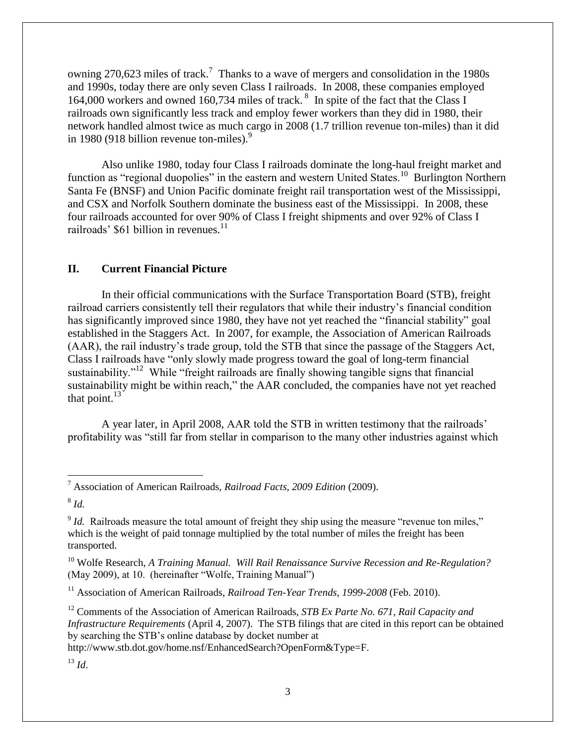owning 270,623 miles of track.[7] Thanks to a wave of mergers and consolidation in the 1980s and 1990s, today there are only seven Class I railroads. In 2008, these companies employed 164,000 workers and owned 160,734 miles of track.[8] In spite of the fact that the Class I railroads own significantly less track and employ fewer workers than they did in 1980, their network handled almost twice as much cargo in 2008 (1.7 trillion revenue ton-miles) than it did in 1980 (918 billion revenue ton-miles).[9]

Also unlike 1980, today four Class I railroads dominate the long-haul freight market and function as "regional duopolies" in the eastern and western United States.[10] Burlington Northern Santa Fe (BNSF) and Union Pacific dominate freight rail transportation west of the Mississippi, and CSX and Norfolk Southern dominate the business east of the Mississippi. In 2008, these four railroads accounted for over 90% of Class I freight shipments and over 92% of Class I railroads' $61 billion in revenues.[11]

## II. Current Financial Picture

In their official communications with the Surface Transportation Board (STB), freight railroad carriers consistently tell their regulators that while their industry's financial condition has significantly improved since 1980, they have not yet reached the "financial stability" goal established in the Staggers Act. In 2007, for example, the Association of American Railroads (AAR), the rail industry's trade group, told the STB that since the passage of the Staggers Act, Class I railroads have "only slowly made progress toward the goal of long-term financial sustainability."[12] While "freight railroads are finally showing tangible signs that financial sustainability might be within reach," the AAR concluded, the companies have not yet reached that point.[13]

A year later, in April 2008, AAR told the STB in written testimony that the railroads' profitability was "still far from stellar in comparison to the many other industries against which

---

[7] Association of American Railroads, *Railroad Facts, 2009 Edition* (2009).

[8] *Id.*

[9] *Id.* Railroads measure the total amount of freight they ship using the measure "revenue ton miles," which is the weight of paid tonnage multiplied by the total number of miles the freight has been transported.

[10] Wolfe Research, *A Training Manual. Will Rail Renaissance Survive Recession and Re-Regulation?* (May 2009), at 10. (hereinafter "Wolfe, Training Manual")

[11] Association of American Railroads, *Railroad Ten-Year Trends, 1999-2008* (Feb. 2010).

[12] Comments of the Association of American Railroads, *STB Ex Parte No. 671, Rail Capacity and Infrastructure Requirements* (April 4, 2007). The STB filings that are cited in this report can be obtained by searching the STB's online database by docket number at http://www.stb.dot.gov/home.nsf/EnhancedSearch?OpenForm&Type=F.

[13] *Id*.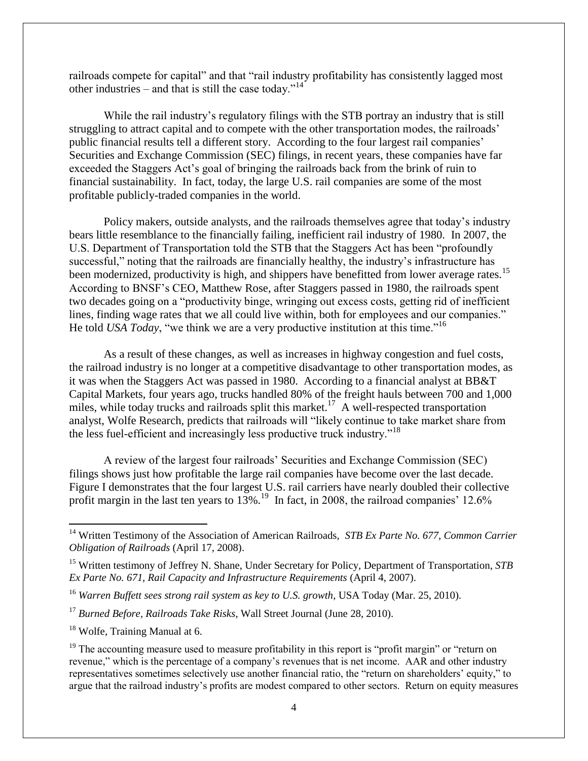railroads compete for capital" and that "rail industry profitability has consistently lagged most other industries – and that is still the case today."[14]

While the rail industry's regulatory filings with the STB portray an industry that is still struggling to attract capital and to compete with the other transportation modes, the railroads' public financial results tell a different story. According to the four largest rail companies' Securities and Exchange Commission (SEC) filings, in recent years, these companies have far exceeded the Staggers Act's goal of bringing the railroads back from the brink of ruin to financial sustainability. In fact, today, the large U.S. rail companies are some of the most profitable publicly-traded companies in the world.

Policy makers, outside analysts, and the railroads themselves agree that today's industry bears little resemblance to the financially failing, inefficient rail industry of 1980. In 2007, the U.S. Department of Transportation told the STB that the Staggers Act has been "profoundly successful," noting that the railroads are financially healthy, the industry's infrastructure has been modernized, productivity is high, and shippers have benefitted from lower average rates.[15] According to BNSF's CEO, Matthew Rose, after Staggers passed in 1980, the railroads spent two decades going on a "productivity binge, wringing out excess costs, getting rid of inefficient lines, finding wage rates that we all could live within, both for employees and our companies." He told *USA Today*, "we think we are a very productive institution at this time."[16]

As a result of these changes, as well as increases in highway congestion and fuel costs, the railroad industry is no longer at a competitive disadvantage to other transportation modes, as it was when the Staggers Act was passed in 1980. According to a financial analyst at BB&T Capital Markets, four years ago, trucks handled 80% of the freight hauls between 700 and 1,000 miles, while today trucks and railroads split this market.[17] A well-respected transportation analyst, Wolfe Research, predicts that railroads will "likely continue to take market share from the less fuel-efficient and increasingly less productive truck industry."[18]

A review of the largest four railroads' Securities and Exchange Commission (SEC) filings shows just how profitable the large rail companies have become over the last decade. Figure I demonstrates that the four largest U.S. rail carriers have nearly doubled their collective profit margin in the last ten years to 13%.[19] In fact, in 2008, the railroad companies' 12.6%

---

[14] Written Testimony of the Association of American Railroads, *STB Ex Parte No. 677, Common Carrier Obligation of Railroads* (April 17, 2008).

[15] Written testimony of Jeffrey N. Shane, Under Secretary for Policy, Department of Transportation, *STB Ex Parte No. 671, Rail Capacity and Infrastructure Requirements* (April 4, 2007).

[16] *Warren Buffett sees strong rail system as key to U.S. growth*, USA Today (Mar. 25, 2010).

[17] *Burned Before, Railroads Take Risks*, Wall Street Journal (June 28, 2010).

[18] Wolfe, Training Manual at 6.

[19] The accounting measure used to measure profitability in this report is "profit margin" or "return on revenue," which is the percentage of a company's revenues that is net income. AAR and other industry representatives sometimes selectively use another financial ratio, the "return on shareholders' equity," to argue that the railroad industry's profits are modest compared to other sectors. Return on equity measures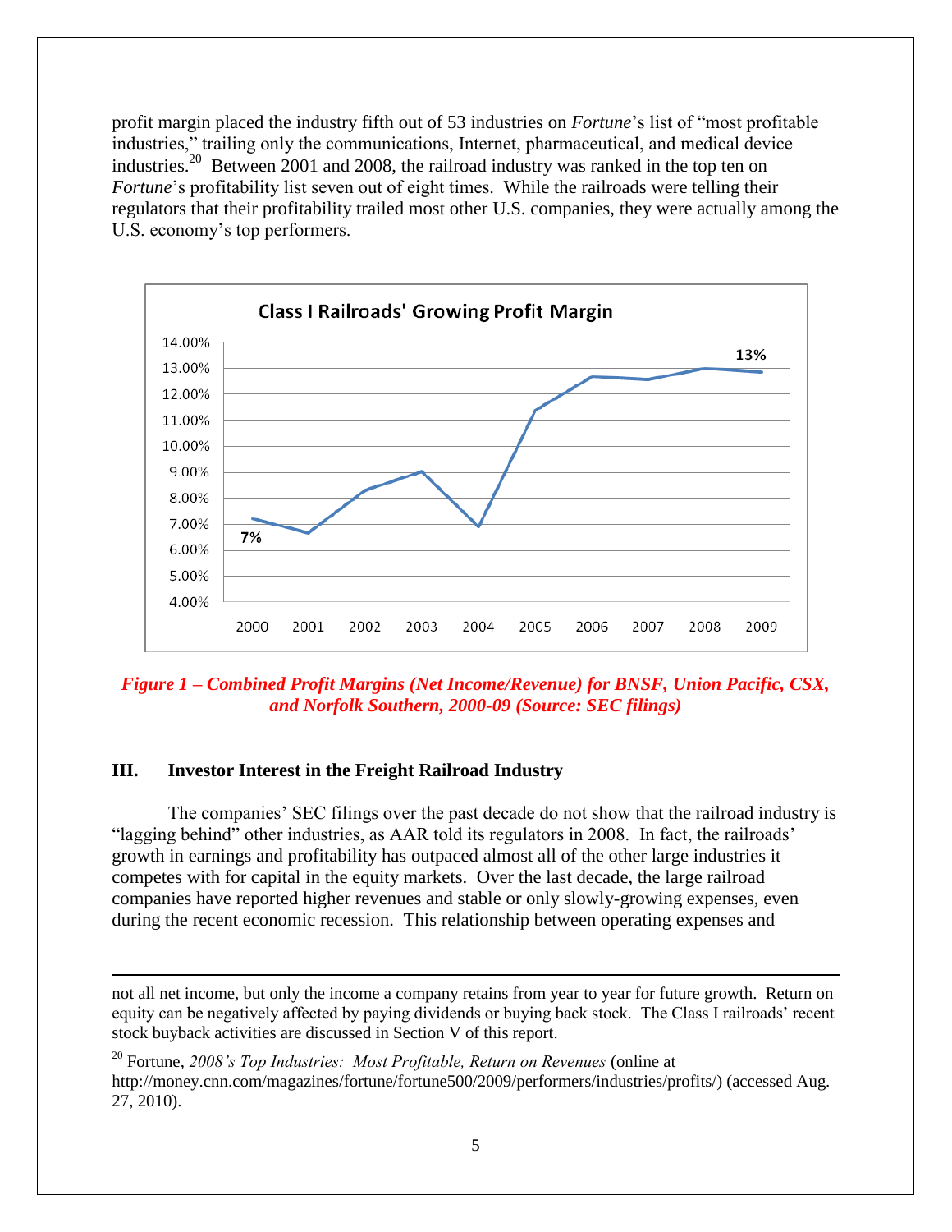profit margin placed the industry fifth out of 53 industries on *Fortune*'s list of "most profitable industries," trailing only the communications, Internet, pharmaceutical, and medical device industries.[20] Between 2001 and 2008, the railroad industry was ranked in the top ten on *Fortune*'s profitability list seven out of eight times. While the railroads were telling their regulators that their profitability trailed most other U.S. companies, they were actually among the U.S. economy's top performers.

*Figure 1 – Combined Profit Margins (Net Income/Revenue) for BNSF, Union Pacific, CSX, and Norfolk Southern, 2000-09 (Source: SEC filings)*

## III. Investor Interest in the Freight Railroad Industry

The companies' SEC filings over the past decade do not show that the railroad industry is "lagging behind" other industries, as AAR told its regulators in 2008. In fact, the railroads' growth in earnings and profitability has outpaced almost all of the other large industries it competes with for capital in the equity markets. Over the last decade, the large railroad companies have reported higher revenues and stable or only slowly-growing expenses, even during the recent economic recession. This relationship between operating expenses and

---

not all net income, but only the income a company retains from year to year for future growth. Return on equity can be negatively affected by paying dividends or buying back stock. The Class I railroads' recent stock buyback activities are discussed in Section V of this report.

[20] Fortune, *2008's Top Industries: Most Profitable, Return on Revenues* (online at http://money.cnn.com/magazines/fortune/fortune500/2009/performers/industries/profits/) (accessed Aug. 27, 2010).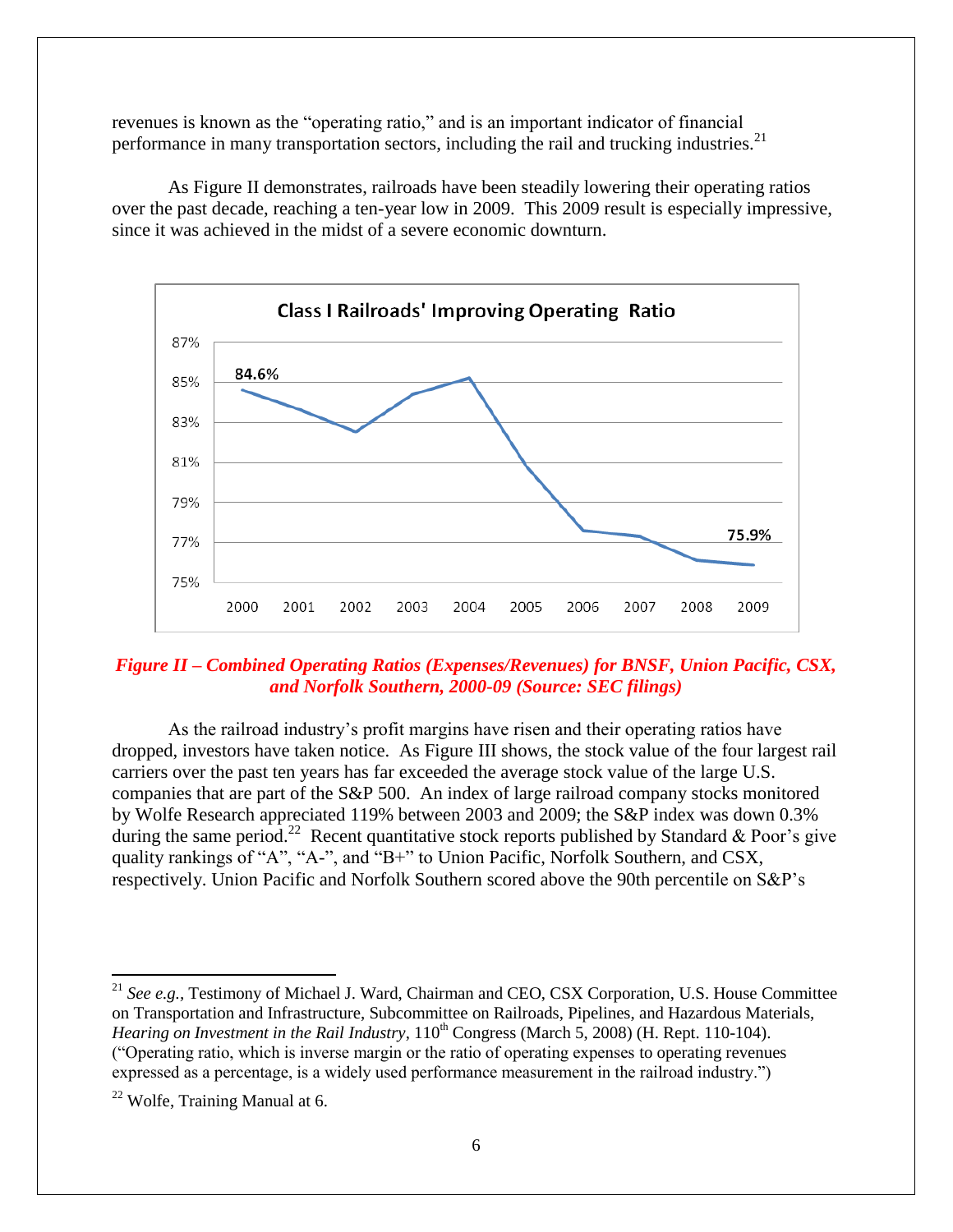revenues is known as the "operating ratio," and is an important indicator of financial performance in many transportation sectors, including the rail and trucking industries.[21]

As Figure II demonstrates, railroads have been steadily lowering their operating ratios over the past decade, reaching a ten-year low in 2009. This 2009 result is especially impressive, since it was achieved in the midst of a severe economic downturn.

***Figure II – Combined Operating Ratios (Expenses/Revenues) for BNSF, Union Pacific, CSX, and Norfolk Southern, 2000-09 (Source: SEC filings)***

As the railroad industry's profit margins have risen and their operating ratios have dropped, investors have taken notice. As Figure III shows, the stock value of the four largest rail carriers over the past ten years has far exceeded the average stock value of the large U.S. companies that are part of the S&P 500. An index of large railroad company stocks monitored by Wolfe Research appreciated 119% between 2003 and 2009; the S&P index was down 0.3% during the same period.[22] Recent quantitative stock reports published by Standard & Poor's give quality rankings of "A", "A-", and "B+" to Union Pacific, Norfolk Southern, and CSX, respectively. Union Pacific and Norfolk Southern scored above the 90th percentile on S&P's

---

[21] *See e.g.*, Testimony of Michael J. Ward, Chairman and CEO, CSX Corporation, U.S. House Committee on Transportation and Infrastructure, Subcommittee on Railroads, Pipelines, and Hazardous Materials, *Hearing on Investment in the Rail Industry*, 110th Congress (March 5, 2008) (H. Rept. 110-104). ("Operating ratio, which is inverse margin or the ratio of operating expenses to operating revenues expressed as a percentage, is a widely used performance measurement in the railroad industry.")

[22] Wolfe, Training Manual at 6.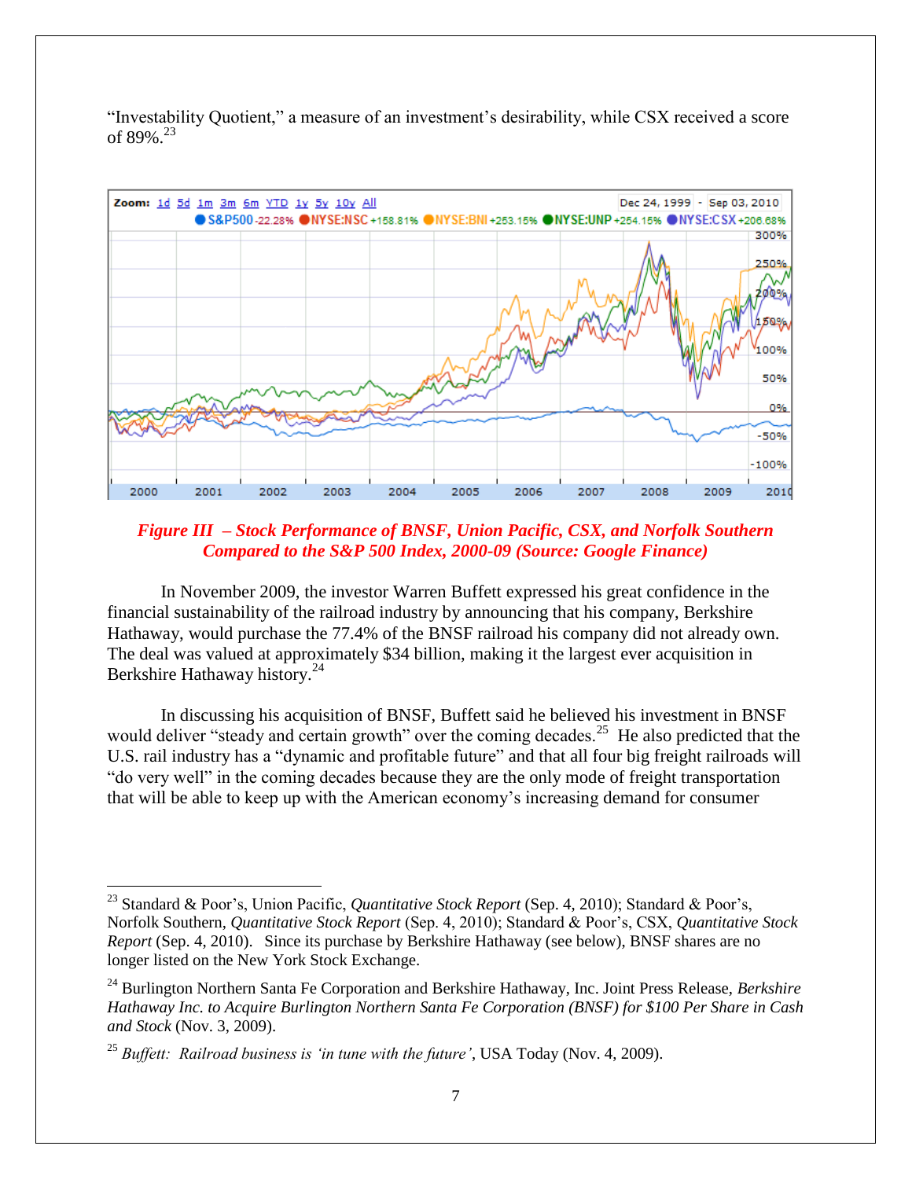"Investability Quotient," a measure of an investment's desirability, while CSX received a score of 89%.[23]

***Figure III – Stock Performance of BNSF, Union Pacific, CSX, and Norfolk Southern Compared to the S&P 500 Index, 2000-09 (Source: Google Finance)***

In November 2009, the investor Warren Buffett expressed his great confidence in the financial sustainability of the railroad industry by announcing that his company, Berkshire Hathaway, would purchase the 77.4% of the BNSF railroad his company did not already own. The deal was valued at approximately $34 billion, making it the largest ever acquisition in Berkshire Hathaway history.[24]

In discussing his acquisition of BNSF, Buffett said he believed his investment in BNSF would deliver "steady and certain growth" over the coming decades.[25] He also predicted that the U.S. rail industry has a "dynamic and profitable future" and that all four big freight railroads will "do very well" in the coming decades because they are the only mode of freight transportation that will be able to keep up with the American economy's increasing demand for consumer

---

[23] Standard & Poor's, Union Pacific, *Quantitative Stock Report* (Sep. 4, 2010); Standard & Poor's, Norfolk Southern, *Quantitative Stock Report* (Sep. 4, 2010); Standard & Poor's, CSX, *Quantitative Stock Report* (Sep. 4, 2010). Since its purchase by Berkshire Hathaway (see below), BNSF shares are no longer listed on the New York Stock Exchange.

[24] Burlington Northern Santa Fe Corporation and Berkshire Hathaway, Inc. Joint Press Release, *Berkshire Hathaway Inc. to Acquire Burlington Northern Santa Fe Corporation (BNSF) for $100 Per Share in Cash and Stock* (Nov. 3, 2009).

[25] *Buffett: Railroad business is 'in tune with the future'*, USA Today (Nov. 4, 2009).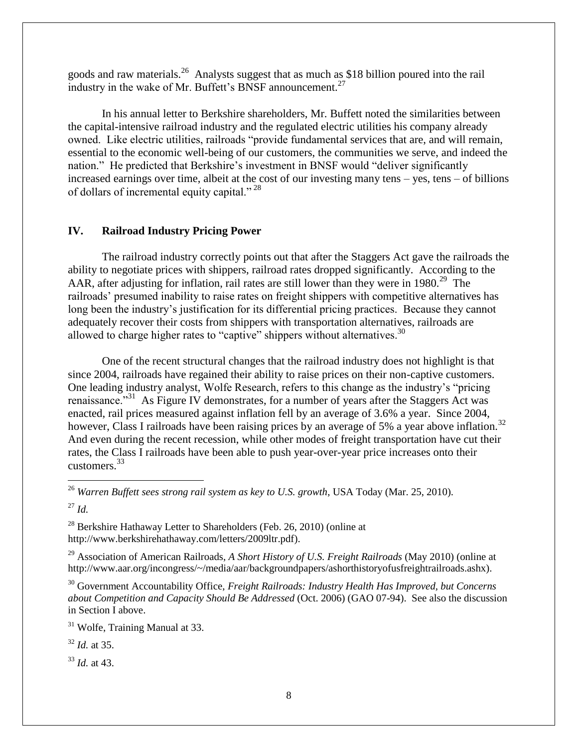goods and raw materials.[26] Analysts suggest that as much as $18 billion poured into the rail industry in the wake of Mr. Buffett's BNSF announcement.[27]

In his annual letter to Berkshire shareholders, Mr. Buffett noted the similarities between the capital-intensive railroad industry and the regulated electric utilities his company already owned. Like electric utilities, railroads "provide fundamental services that are, and will remain, essential to the economic well-being of our customers, the communities we serve, and indeed the nation." He predicted that Berkshire's investment in BNSF would "deliver significantly increased earnings over time, albeit at the cost of our investing many tens – yes, tens – of billions of dollars of incremental equity capital." [28]

## IV. Railroad Industry Pricing Power

The railroad industry correctly points out that after the Staggers Act gave the railroads the ability to negotiate prices with shippers, railroad rates dropped significantly. According to the AAR, after adjusting for inflation, rail rates are still lower than they were in 1980.[29] The railroads' presumed inability to raise rates on freight shippers with competitive alternatives has long been the industry's justification for its differential pricing practices. Because they cannot adequately recover their costs from shippers with transportation alternatives, railroads are allowed to charge higher rates to "captive" shippers without alternatives.[30]

One of the recent structural changes that the railroad industry does not highlight is that since 2004, railroads have regained their ability to raise prices on their non-captive customers. One leading industry analyst, Wolfe Research, refers to this change as the industry's "pricing renaissance."[31] As Figure IV demonstrates, for a number of years after the Staggers Act was enacted, rail prices measured against inflation fell by an average of 3.6% a year. Since 2004, however, Class I railroads have been raising prices by an average of 5% a year above inflation.[32] And even during the recent recession, while other modes of freight transportation have cut their rates, the Class I railroads have been able to push year-over-year price increases onto their customers.[33]

---

[26] *Warren Buffett sees strong rail system as key to U.S. growth*, USA Today (Mar. 25, 2010).

[27] *Id.*

[28] Berkshire Hathaway Letter to Shareholders (Feb. 26, 2010) (online at http://www.berkshirehathaway.com/letters/2009ltr.pdf).

[29] Association of American Railroads, *A Short History of U.S. Freight Railroads* (May 2010) (online at http://www.aar.org/incongress/~/media/aar/backgroundpapers/ashorthistoryofusfreightrailroads.ashx).

[30] Government Accountability Office, *Freight Railroads: Industry Health Has Improved, but Concerns about Competition and Capacity Should Be Addressed* (Oct. 2006) (GAO 07-94). See also the discussion in Section I above.

[31] Wolfe, Training Manual at 33.

[32] *Id.* at 35.

[33] *Id.* at 43.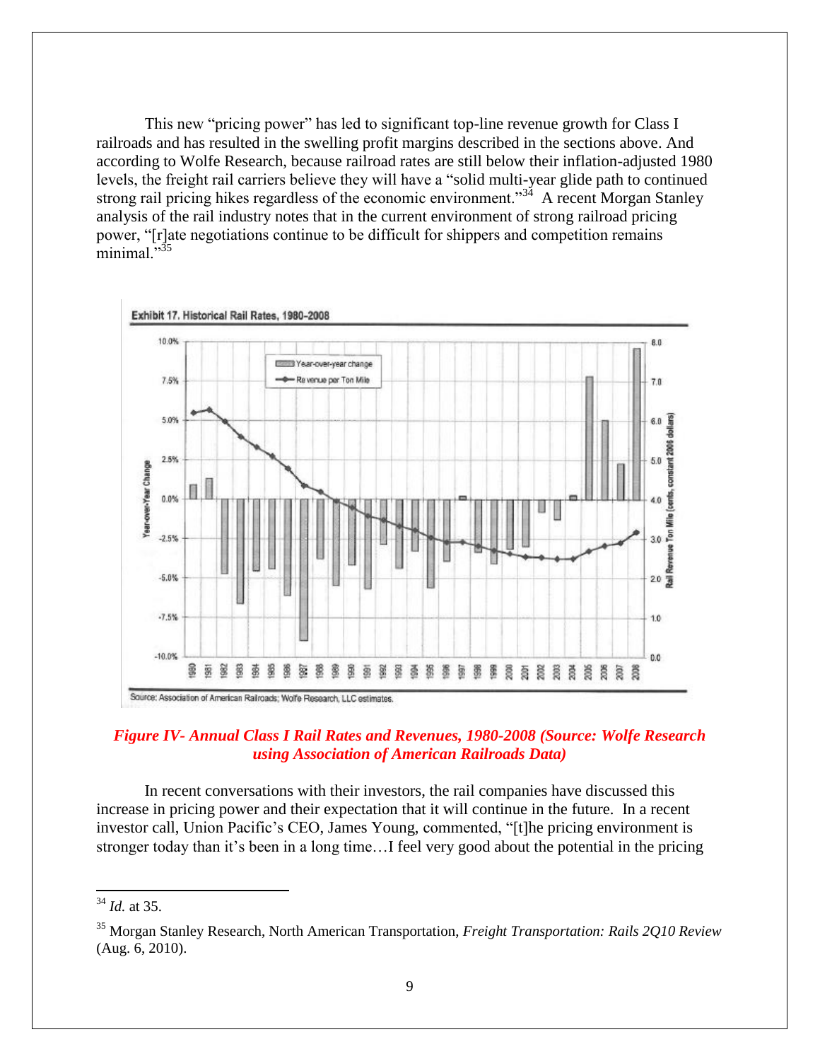This new "pricing power" has led to significant top-line revenue growth for Class I railroads and has resulted in the swelling profit margins described in the sections above. And according to Wolfe Research, because railroad rates are still below their inflation-adjusted 1980 levels, the freight rail carriers believe they will have a "solid multi-year glide path to continued strong rail pricing hikes regardless of the economic environment."[34] A recent Morgan Stanley analysis of the rail industry notes that in the current environment of strong railroad pricing power, "[r]ate negotiations continue to be difficult for shippers and competition remains minimal."[35]

***Figure IV- Annual Class I Rail Rates and Revenues, 1980-2008 (Source: Wolfe Research using Association of American Railroads Data)***

In recent conversations with their investors, the rail companies have discussed this increase in pricing power and their expectation that it will continue in the future. In a recent investor call, Union Pacific's CEO, James Young, commented, "[t]he pricing environment is stronger today than it's been in a long time…I feel very good about the potential in the pricing

---

[34] *Id.* at 35.

[35] Morgan Stanley Research, North American Transportation, *Freight Transportation: Rails 2Q10 Review* (Aug. 6, 2010).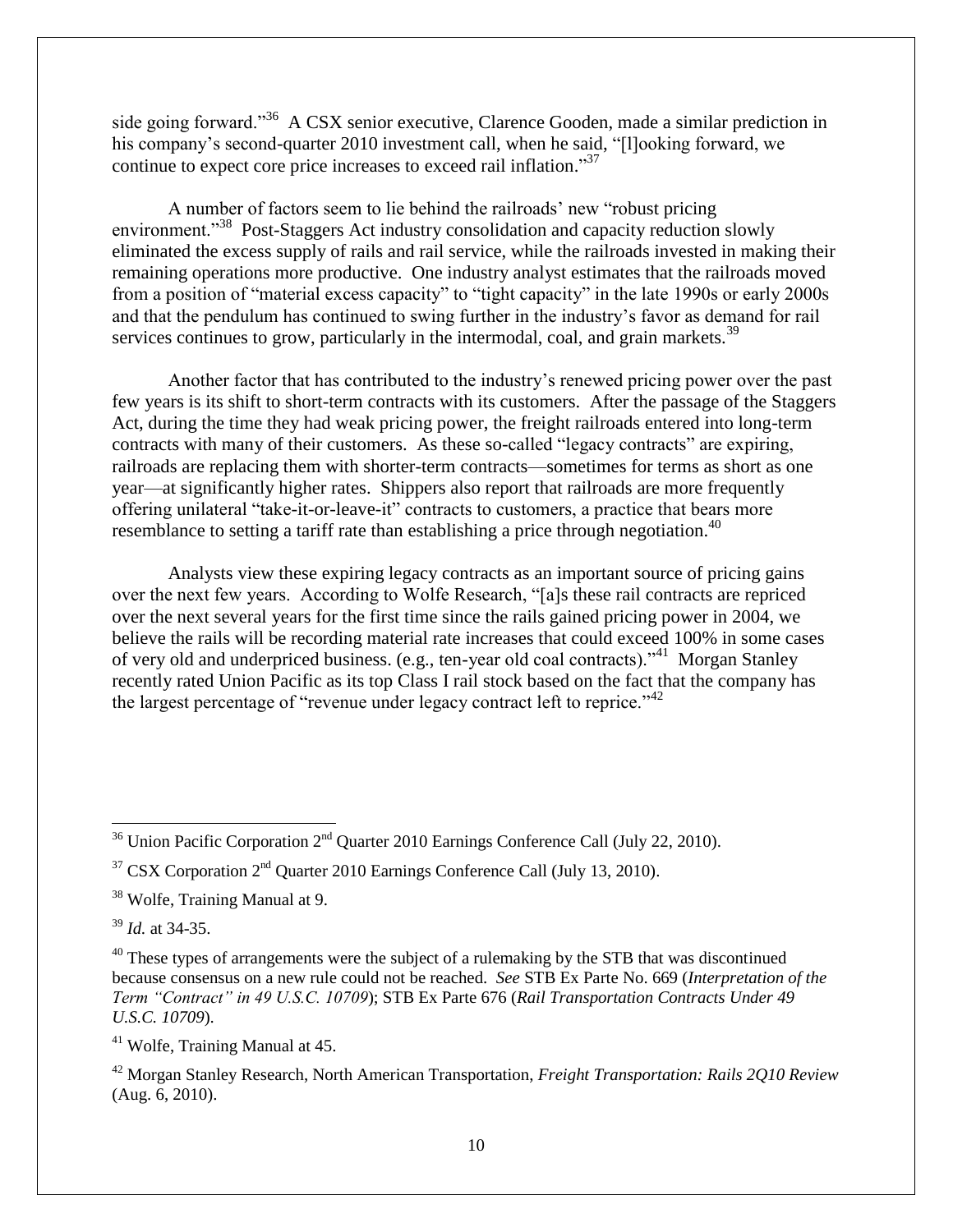side going forward."[36] A CSX senior executive, Clarence Gooden, made a similar prediction in his company's second-quarter 2010 investment call, when he said, "[l]ooking forward, we continue to expect core price increases to exceed rail inflation."[37]

A number of factors seem to lie behind the railroads' new "robust pricing environment."[38] Post-Staggers Act industry consolidation and capacity reduction slowly eliminated the excess supply of rails and rail service, while the railroads invested in making their remaining operations more productive. One industry analyst estimates that the railroads moved from a position of "material excess capacity" to "tight capacity" in the late 1990s or early 2000s and that the pendulum has continued to swing further in the industry's favor as demand for rail services continues to grow, particularly in the intermodal, coal, and grain markets.[39]

Another factor that has contributed to the industry's renewed pricing power over the past few years is its shift to short-term contracts with its customers. After the passage of the Staggers Act, during the time they had weak pricing power, the freight railroads entered into long-term contracts with many of their customers. As these so-called "legacy contracts" are expiring, railroads are replacing them with shorter-term contracts—sometimes for terms as short as one year—at significantly higher rates. Shippers also report that railroads are more frequently offering unilateral "take-it-or-leave-it" contracts to customers, a practice that bears more resemblance to setting a tariff rate than establishing a price through negotiation.[40]

Analysts view these expiring legacy contracts as an important source of pricing gains over the next few years. According to Wolfe Research, "[a]s these rail contracts are repriced over the next several years for the first time since the rails gained pricing power in 2004, we believe the rails will be recording material rate increases that could exceed 100% in some cases of very old and underpriced business. (e.g., ten-year old coal contracts)."[41] Morgan Stanley recently rated Union Pacific as its top Class I rail stock based on the fact that the company has the largest percentage of "revenue under legacy contract left to reprice."[42]

---

[36] Union Pacific Corporation 2nd Quarter 2010 Earnings Conference Call (July 22, 2010).

[37] CSX Corporation 2nd Quarter 2010 Earnings Conference Call (July 13, 2010).

[38] Wolfe, Training Manual at 9.

[39] *Id.* at 34-35.

[40] These types of arrangements were the subject of a rulemaking by the STB that was discontinued because consensus on a new rule could not be reached. *See* STB Ex Parte No. 669 (*Interpretation of the Term "Contract" in 49 U.S.C. 10709*); STB Ex Parte 676 (*Rail Transportation Contracts Under 49 U.S.C. 10709*).

[41] Wolfe, Training Manual at 45.

[42] Morgan Stanley Research, North American Transportation, *Freight Transportation: Rails 2Q10 Review* (Aug. 6, 2010).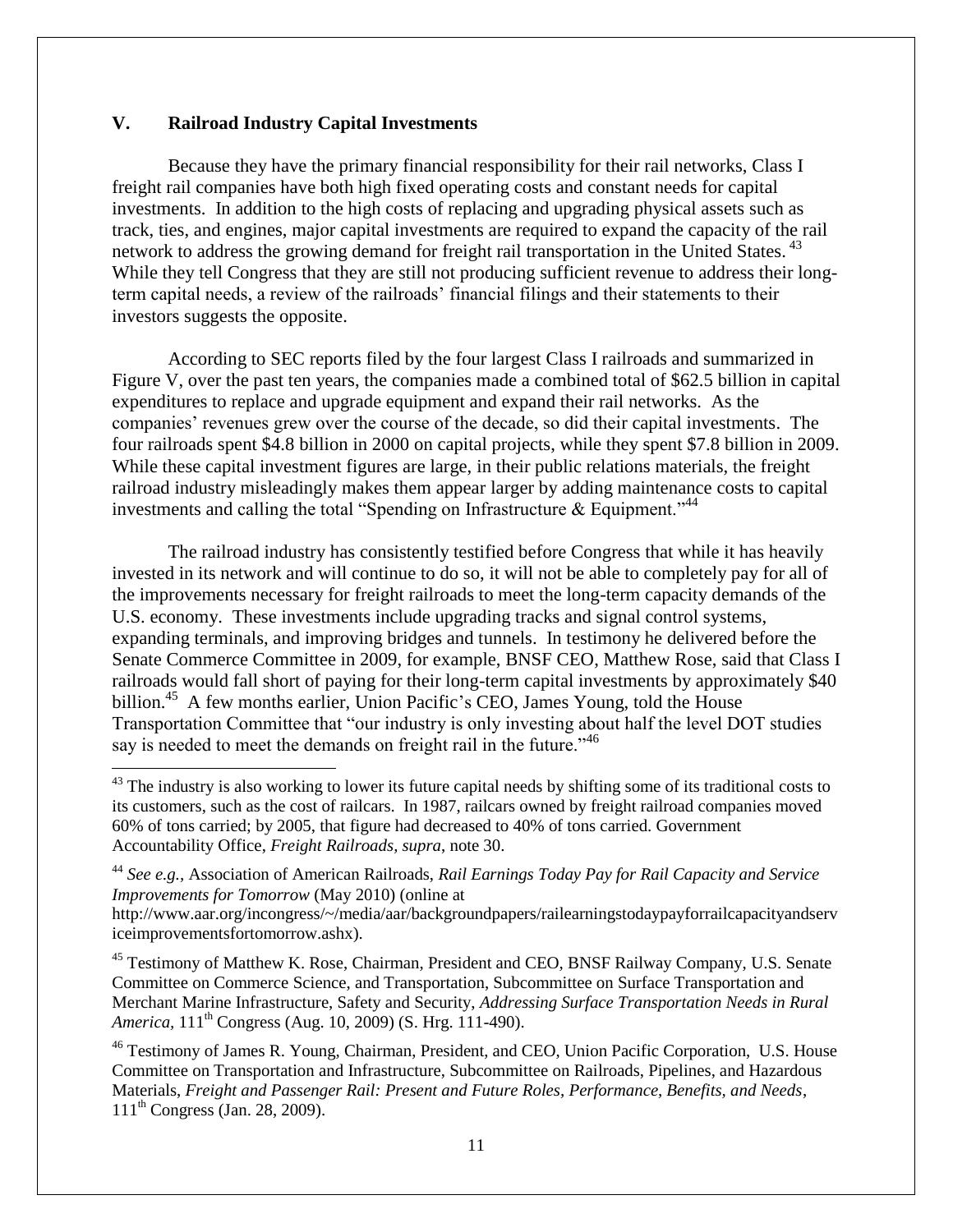## V. Railroad Industry Capital Investments

Because they have the primary financial responsibility for their rail networks, Class I freight rail companies have both high fixed operating costs and constant needs for capital investments. In addition to the high costs of replacing and upgrading physical assets such as track, ties, and engines, major capital investments are required to expand the capacity of the rail network to address the growing demand for freight rail transportation in the United States.[43] While they tell Congress that they are still not producing sufficient revenue to address their long-term capital needs, a review of the railroads' financial filings and their statements to their investors suggests the opposite.

According to SEC reports filed by the four largest Class I railroads and summarized in Figure V, over the past ten years, the companies made a combined total of $62.5 billion in capital expenditures to replace and upgrade equipment and expand their rail networks. As the companies' revenues grew over the course of the decade, so did their capital investments. The four railroads spent $4.8 billion in 2000 on capital projects, while they spent $7.8 billion in 2009. While these capital investment figures are large, in their public relations materials, the freight railroad industry misleadingly makes them appear larger by adding maintenance costs to capital investments and calling the total "Spending on Infrastructure & Equipment."[44]

The railroad industry has consistently testified before Congress that while it has heavily invested in its network and will continue to do so, it will not be able to completely pay for all of the improvements necessary for freight railroads to meet the long-term capacity demands of the U.S. economy. These investments include upgrading tracks and signal control systems, expanding terminals, and improving bridges and tunnels. In testimony he delivered before the Senate Commerce Committee in 2009, for example, BNSF CEO, Matthew Rose, said that Class I railroads would fall short of paying for their long-term capital investments by approximately $40 billion.[45] A few months earlier, Union Pacific's CEO, James Young, told the House Transportation Committee that "our industry is only investing about half the level DOT studies say is needed to meet the demands on freight rail in the future."[46]

---

[43] The industry is also working to lower its future capital needs by shifting some of its traditional costs to its customers, such as the cost of railcars. In 1987, railcars owned by freight railroad companies moved 60% of tons carried; by 2005, that figure had decreased to 40% of tons carried. Government Accountability Office, *Freight Railroads*, *supra*, note 30.

[44] *See e.g.*, Association of American Railroads, *Rail Earnings Today Pay for Rail Capacity and Service Improvements for Tomorrow* (May 2010) (online at http://www.aar.org/incongress/~/media/aar/backgroundpapers/railearningstodaypayforrailcapacityandserviceimprovementsfortomorrow.ashx).

[45] Testimony of Matthew K. Rose, Chairman, President and CEO, BNSF Railway Company, U.S. Senate Committee on Commerce Science, and Transportation, Subcommittee on Surface Transportation and Merchant Marine Infrastructure, Safety and Security, *Addressing Surface Transportation Needs in Rural America*, 111th Congress (Aug. 10, 2009) (S. Hrg. 111-490).

[46] Testimony of James R. Young, Chairman, President, and CEO, Union Pacific Corporation, U.S. House Committee on Transportation and Infrastructure, Subcommittee on Railroads, Pipelines, and Hazardous Materials, *Freight and Passenger Rail: Present and Future Roles, Performance, Benefits, and Needs*, 111th Congress (Jan. 28, 2009).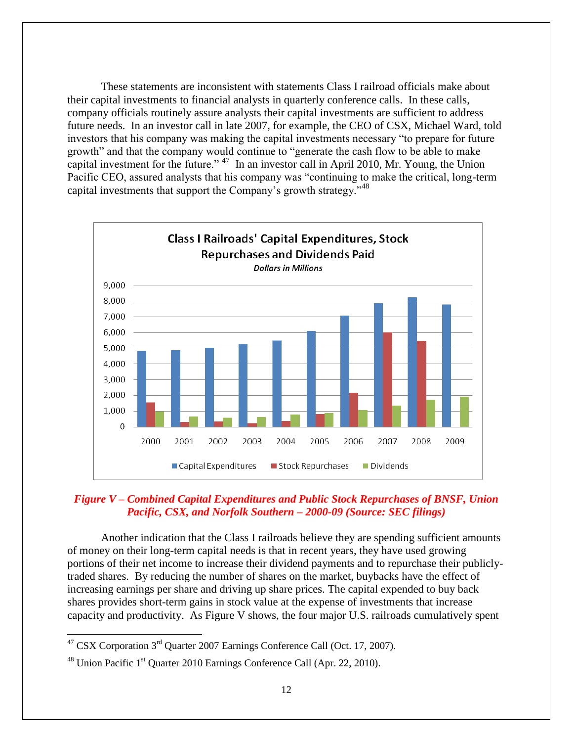These statements are inconsistent with statements Class I railroad officials make about their capital investments to financial analysts in quarterly conference calls. In these calls, company officials routinely assure analysts their capital investments are sufficient to address future needs. In an investor call in late 2007, for example, the CEO of CSX, Michael Ward, told investors that his company was making the capital investments necessary "to prepare for future growth" and that the company would continue to "generate the cash flow to be able to make capital investment for the future." [47] In an investor call in April 2010, Mr. Young, the Union Pacific CEO, assured analysts that his company was "continuing to make the critical, long-term capital investments that support the Company's growth strategy."[48]

**Class I Railroads' Capital Expenditures, Stock Repurchases and Dividends Paid**

***Dollars in Millions***

*Figure V – Combined Capital Expenditures and Public Stock Repurchases of BNSF, Union Pacific, CSX, and Norfolk Southern – 2000-09 (Source: SEC filings)*

Another indication that the Class I railroads believe they are spending sufficient amounts of money on their long-term capital needs is that in recent years, they have used growing portions of their net income to increase their dividend payments and to repurchase their publicly-traded shares. By reducing the number of shares on the market, buybacks have the effect of increasing earnings per share and driving up share prices. The capital expended to buy back shares provides short-term gains in stock value at the expense of investments that increase capacity and productivity. As Figure V shows, the four major U.S. railroads cumulatively spent

---

[47] CSX Corporation 3rd Quarter 2007 Earnings Conference Call (Oct. 17, 2007).

[48] Union Pacific 1st Quarter 2010 Earnings Conference Call (Apr. 22, 2010).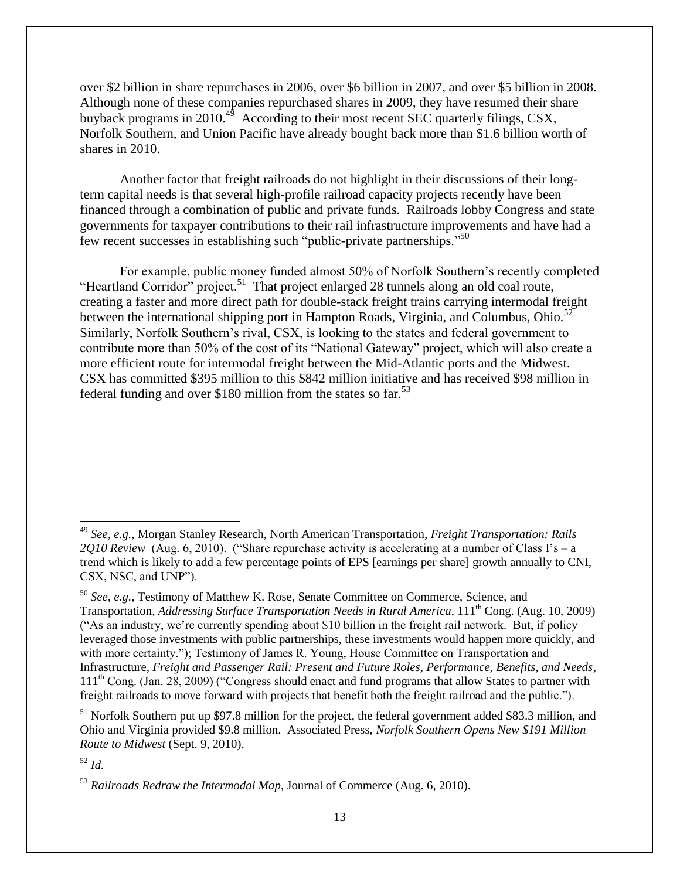over $2 billion in share repurchases in 2006, over $6 billion in 2007, and over $5 billion in 2008. Although none of these companies repurchased shares in 2009, they have resumed their share buyback programs in 2010.[49] According to their most recent SEC quarterly filings, CSX, Norfolk Southern, and Union Pacific have already bought back more than $1.6 billion worth of shares in 2010.

Another factor that freight railroads do not highlight in their discussions of their long-term capital needs is that several high-profile railroad capacity projects recently have been financed through a combination of public and private funds. Railroads lobby Congress and state governments for taxpayer contributions to their rail infrastructure improvements and have had a few recent successes in establishing such "public-private partnerships."[50]

For example, public money funded almost 50% of Norfolk Southern's recently completed "Heartland Corridor" project.[51] That project enlarged 28 tunnels along an old coal route, creating a faster and more direct path for double-stack freight trains carrying intermodal freight between the international shipping port in Hampton Roads, Virginia, and Columbus, Ohio.[52] Similarly, Norfolk Southern's rival, CSX, is looking to the states and federal government to contribute more than 50% of the cost of its "National Gateway" project, which will also create a more efficient route for intermodal freight between the Mid-Atlantic ports and the Midwest. CSX has committed $395 million to this $842 million initiative and has received $98 million in federal funding and over $180 million from the states so far.[53]

---

[49] *See, e.g.,* Morgan Stanley Research, North American Transportation, *Freight Transportation: Rails 2Q10 Review* (Aug. 6, 2010). ("Share repurchase activity is accelerating at a number of Class I's – a trend which is likely to add a few percentage points of EPS [earnings per share] growth annually to CNI, CSX, NSC, and UNP").

[50] *See, e.g.,* Testimony of Matthew K. Rose, Senate Committee on Commerce, Science, and Transportation, *Addressing Surface Transportation Needs in Rural America*, 111th Cong. (Aug. 10, 2009) ("As an industry, we're currently spending about $10 billion in the freight rail network. But, if policy leveraged those investments with public partnerships, these investments would happen more quickly, and with more certainty."); Testimony of James R. Young, House Committee on Transportation and Infrastructure, *Freight and Passenger Rail: Present and Future Roles, Performance, Benefits, and Needs*, 111th Cong. (Jan. 28, 2009) ("Congress should enact and fund programs that allow States to partner with freight railroads to move forward with projects that benefit both the freight railroad and the public.").

[51] Norfolk Southern put up $97.8 million for the project, the federal government added $83.3 million, and Ohio and Virginia provided $9.8 million. Associated Press, *Norfolk Southern Opens New $191 Million Route to Midwest* (Sept. 9, 2010).

[52] *Id.*

[53] *Railroads Redraw the Intermodal Map*, Journal of Commerce (Aug. 6, 2010).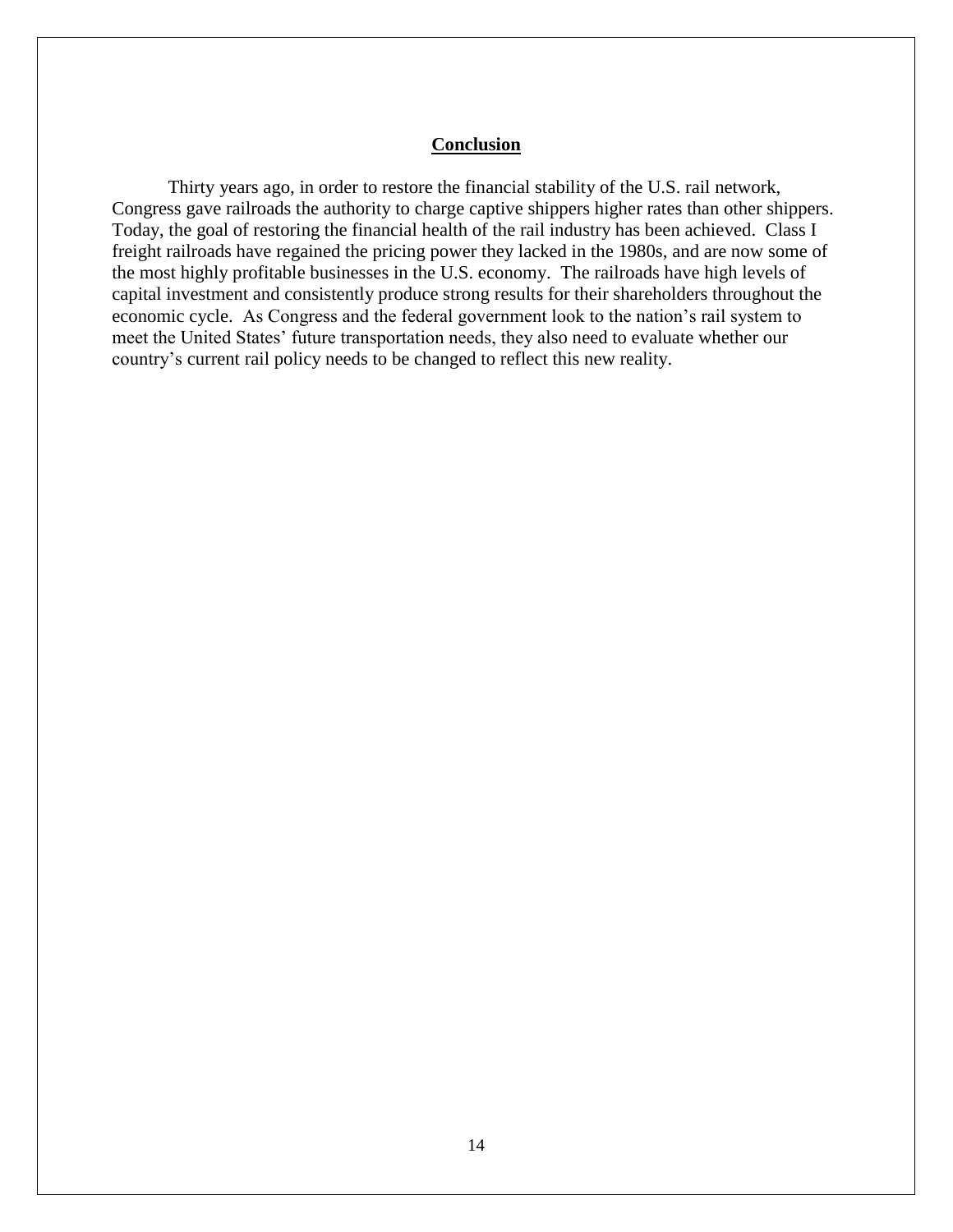## Conclusion

Thirty years ago, in order to restore the financial stability of the U.S. rail network, Congress gave railroads the authority to charge captive shippers higher rates than other shippers. Today, the goal of restoring the financial health of the rail industry has been achieved. Class I freight railroads have regained the pricing power they lacked in the 1980s, and are now some of the most highly profitable businesses in the U.S. economy. The railroads have high levels of capital investment and consistently produce strong results for their shareholders throughout the economic cycle. As Congress and the federal government look to the nation's rail system to meet the United States' future transportation needs, they also need to evaluate whether our country's current rail policy needs to be changed to reflect this new reality.